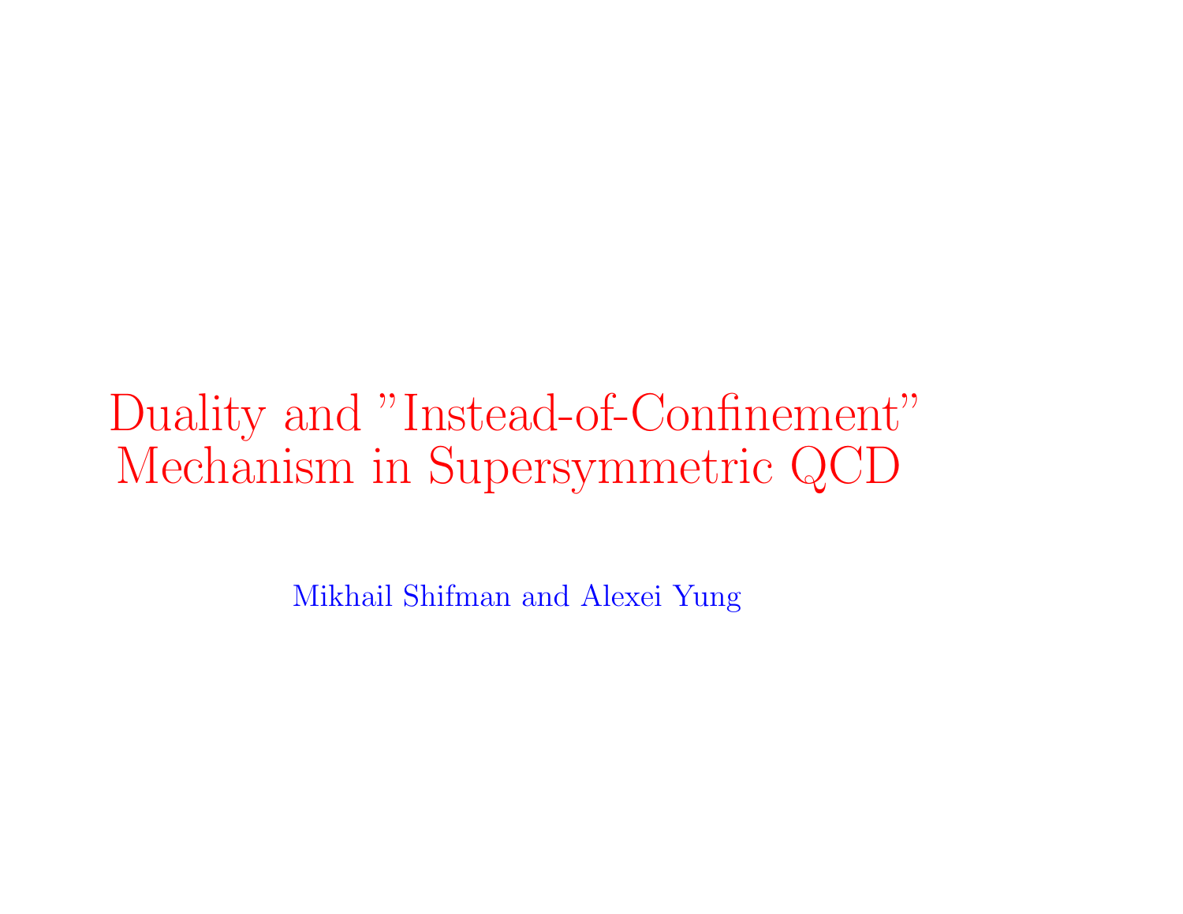# Duality and "Instead-of-Confinement" Mechanism in Supersymmetric QCD

Mikhail Shifman and Alexei Yung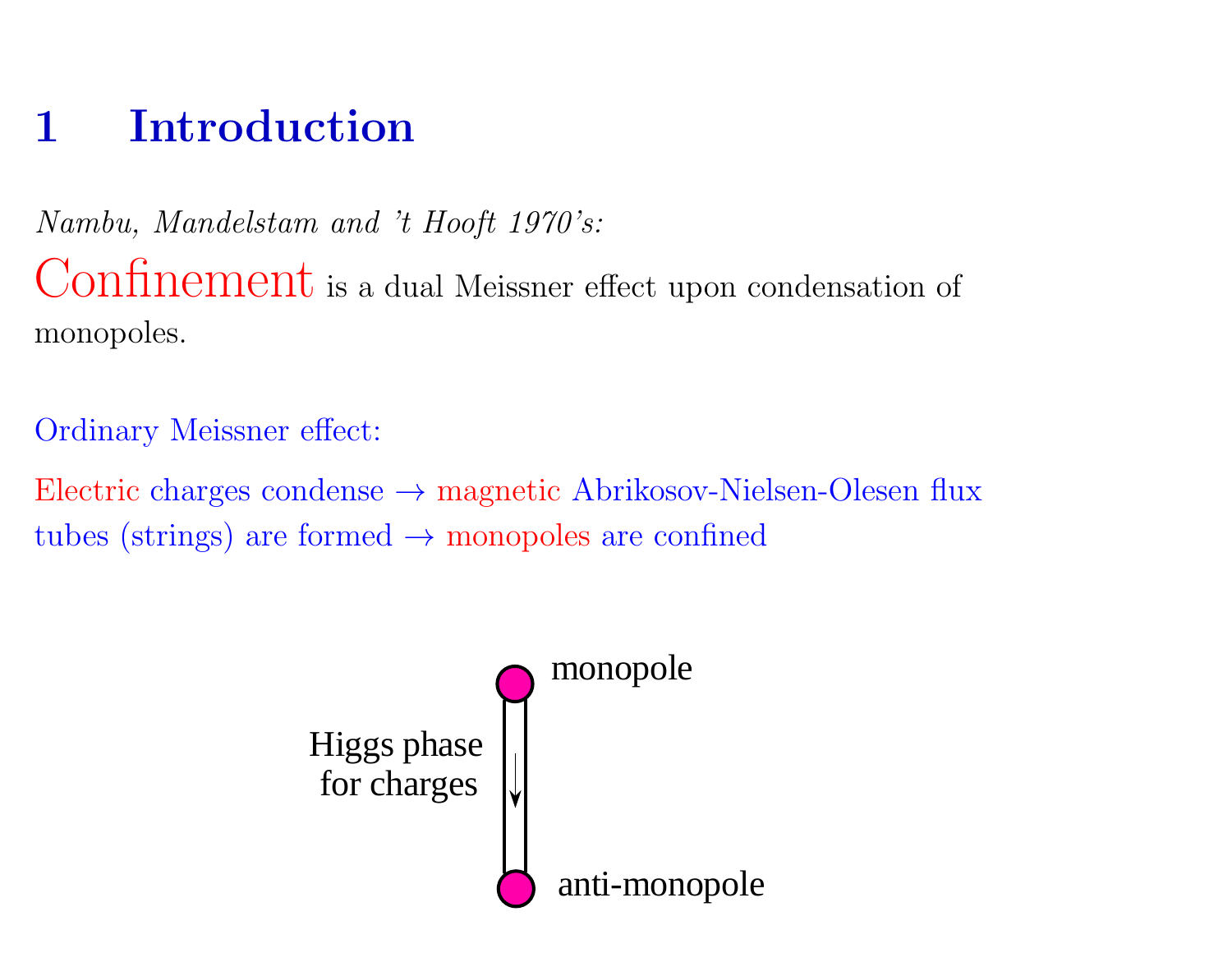# 1 Introduction

*Nambu, Mandelstam and 't Hooft 1970's:*

Confinement is a dual Meissner effect upon condensation of monopoles.

Ordinary Meissner effect:

Electric charges condense → magnetic Abrikosov-Nielsen-Olesen flux tubes (strings) are formed → monopoles are confined

monopole

Higgs phase for charges

anti-monopole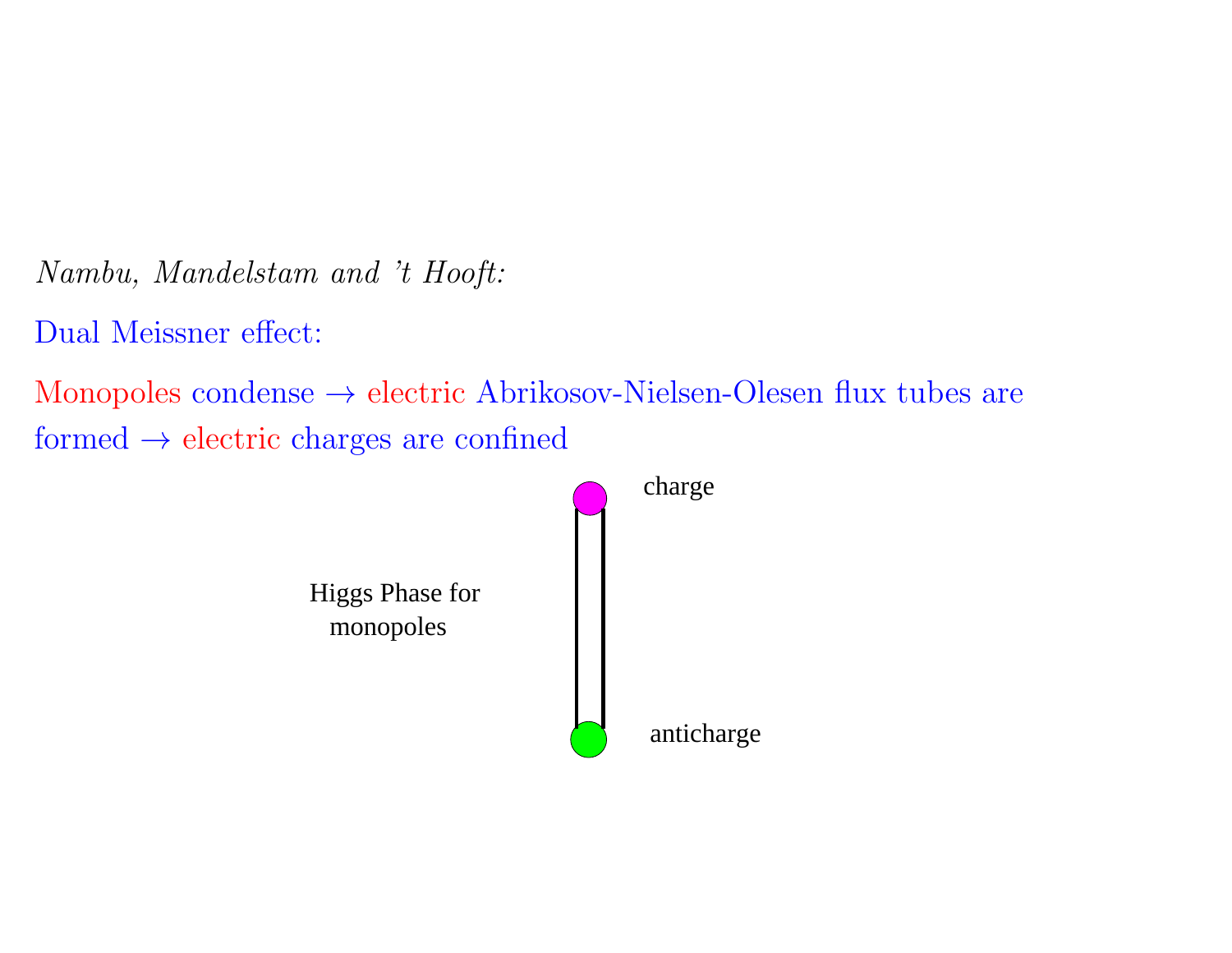*Nambu, Mandelstam and 't Hooft:*

Dual Meissner effect:

Monopoles condense $\rightarrow$ electric Abrikosov-Nielsen-Olesen flux tubes are formed $\rightarrow$ electric charges are confined

charge

Higgs Phase for monopoles

anticharge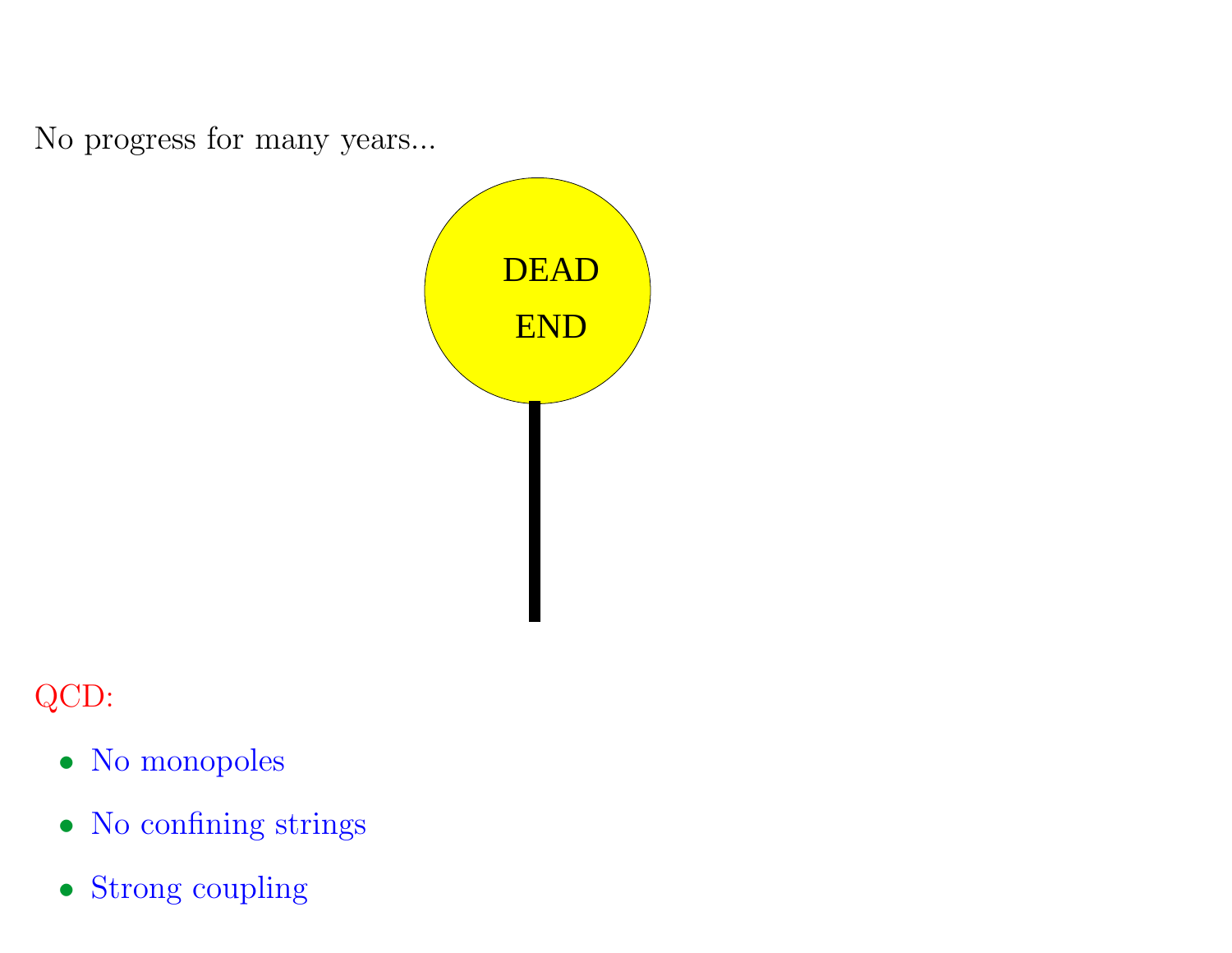No progress for many years...

DEAD

END

QCD:

- No monopoles
- No confining strings
- Strong coupling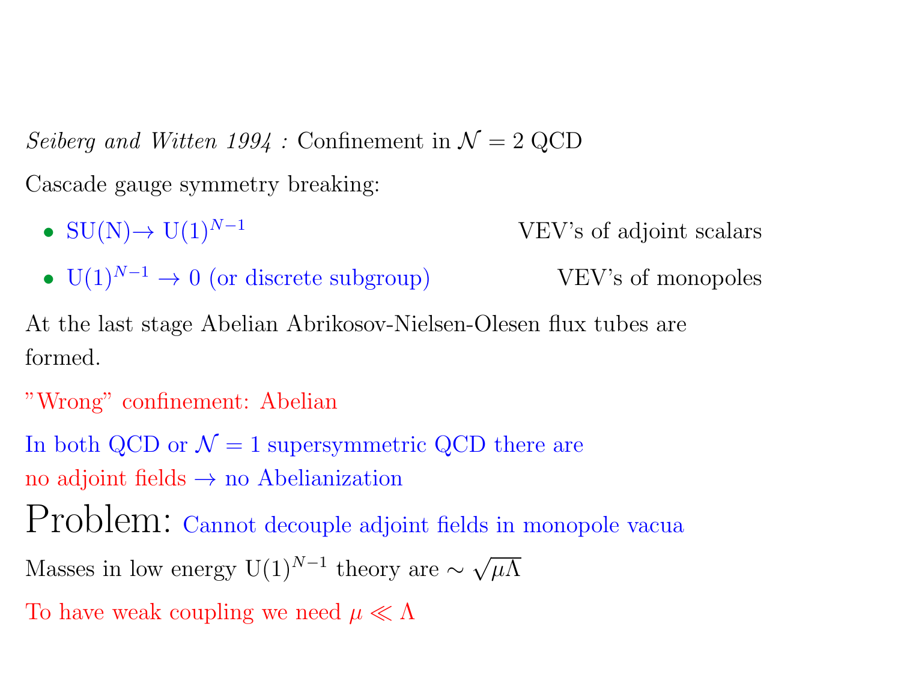*Seiberg and Witten 1994 :* Confinement in $\mathcal{N}=2$ QCD

Cascade gauge symmetry breaking:

- SU(N)→ $\mathrm{U}(1)^{N-1}$ — VEV's of adjoint scalars
- $\mathrm{U}(1)^{N-1} \to 0$ (or discrete subgroup) — VEV's of monopoles

At the last stage Abelian Abrikosov-Nielsen-Olesen flux tubes are formed.

"Wrong" confinement: Abelian

In both QCD or $\mathcal{N}=1$ supersymmetric QCD there are no adjoint fields → no Abelianization

# Problem: Cannot decouple adjoint fields in monopole vacua

Masses in low energy $\mathrm{U}(1)^{N-1}$ theory are $\sim \sqrt{\mu\Lambda}$

To have weak coupling we need $\mu \ll \Lambda$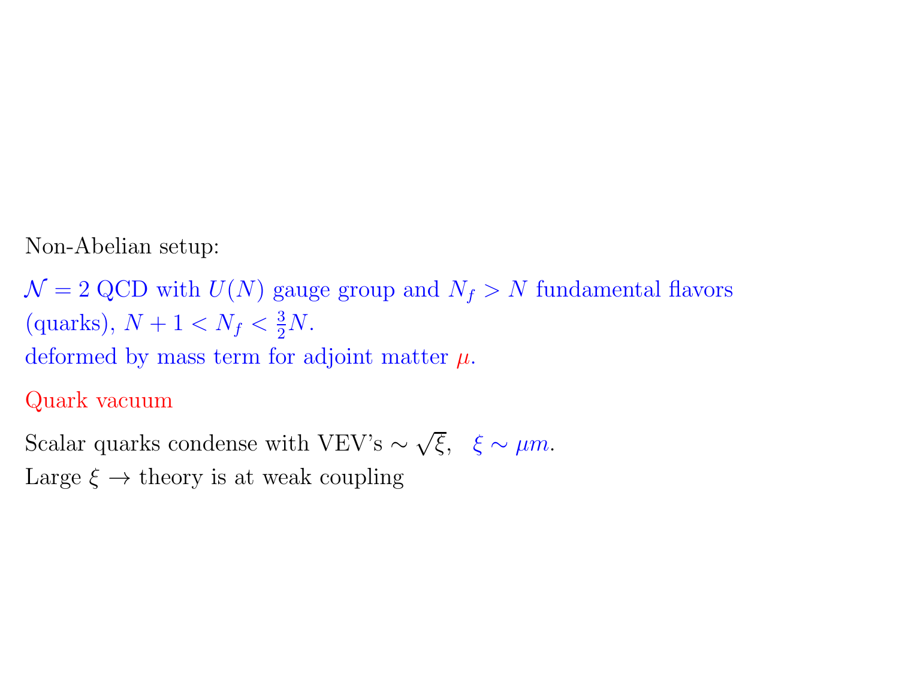Non-Abelian setup:

$\mathcal{N} = 2$ QCD with $U(N)$ gauge group and $N_f > N$ fundamental flavors (quarks), $N + 1 < N_f < \frac{3}{2}N$.
deformed by mass term for adjoint matter $\mu$.

Quark vacuum

Scalar quarks condense with VEV's $\sim \sqrt{\xi}$, $\xi \sim \mu m$.
Large $\xi \to$ theory is at weak coupling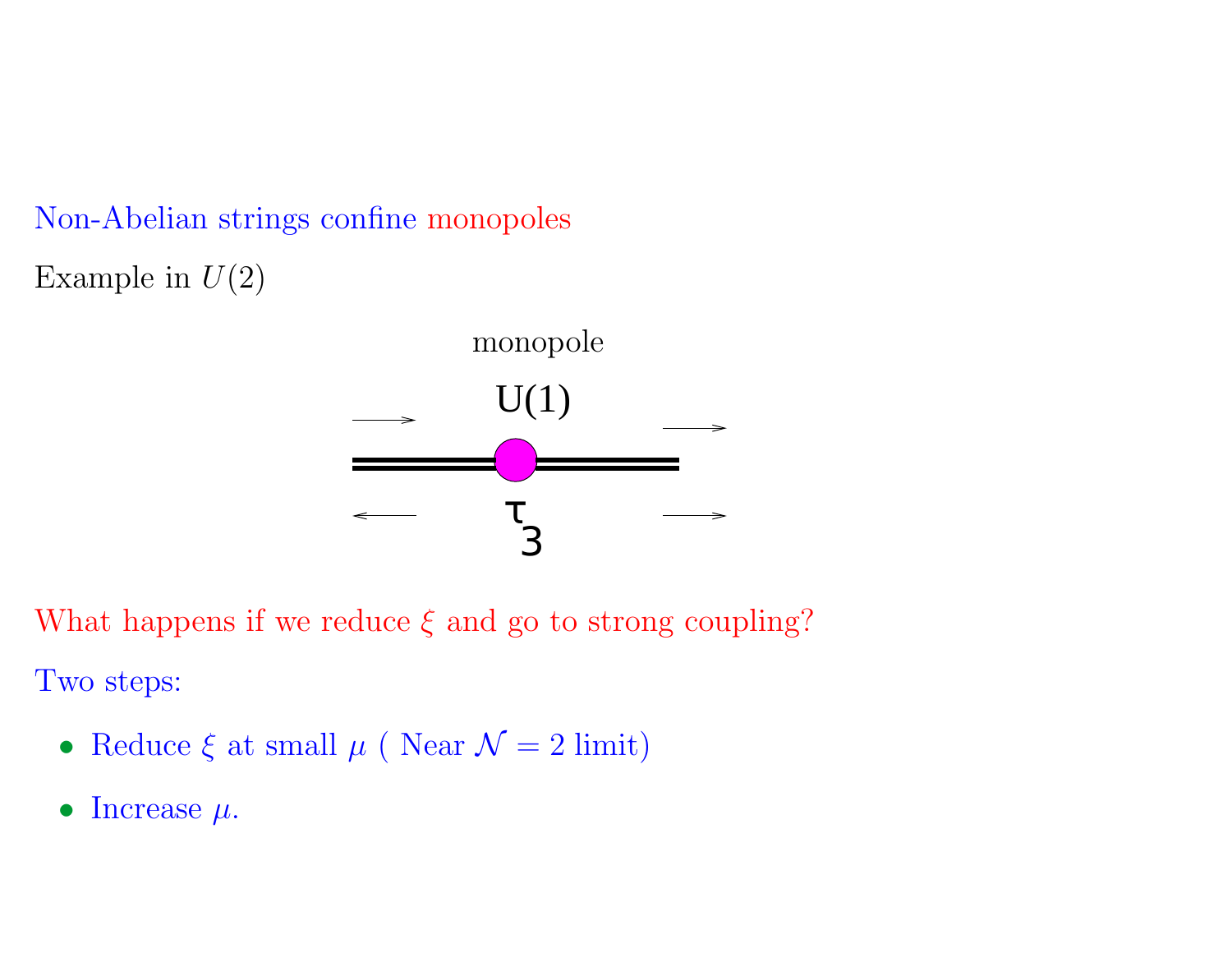Non-Abelian strings confine monopoles

Example in $U(2)$

monopole

U(1)

$\tau_3$

What happens if we reduce $\xi$ and go to strong coupling?

Two steps:

- Reduce $\xi$ at small $\mu$ ( Near $\mathcal{N} = 2$ limit)
- Increase $\mu$.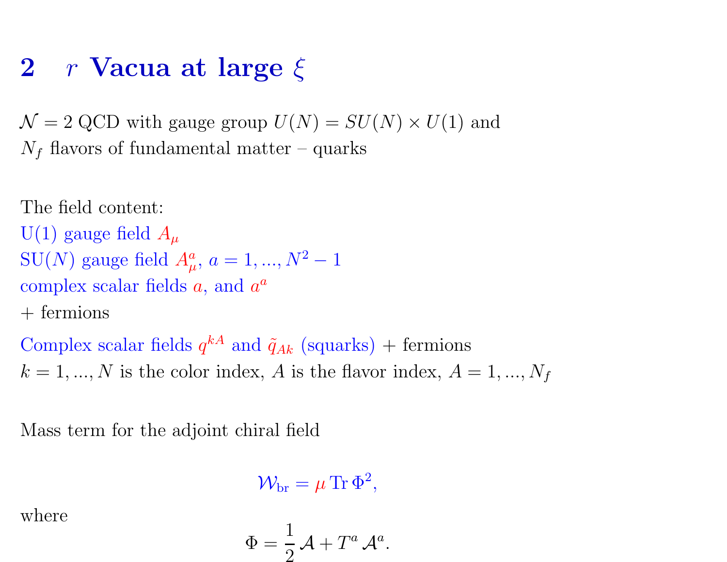# 2 $r$ Vacua at large $\xi$

$\mathcal{N}=2$ QCD with gauge group $U(N)=SU(N)\times U(1)$ and
$N_f$ flavors of fundamental matter – quarks

The field content:
U(1) gauge field $A_\mu$
SU($N$) gauge field $A^a_\mu$, $a=1,...,N^2-1$
complex scalar fields $a$, and $a^a$
+ fermions

Complex scalar fields $q^{kA}$ and $\tilde{q}_{Ak}$ (squarks) + fermions
$k=1,...,N$ is the color index, $A$ is the flavor index, $A=1,...,N_f$

Mass term for the adjoint chiral field

$$\mathcal{W}_{\rm br}=\mu\,{\rm Tr}\,\Phi^2,$$

where

$$\Phi=\frac{1}{2}\,\mathcal{A}+T^a\,\mathcal{A}^a.$$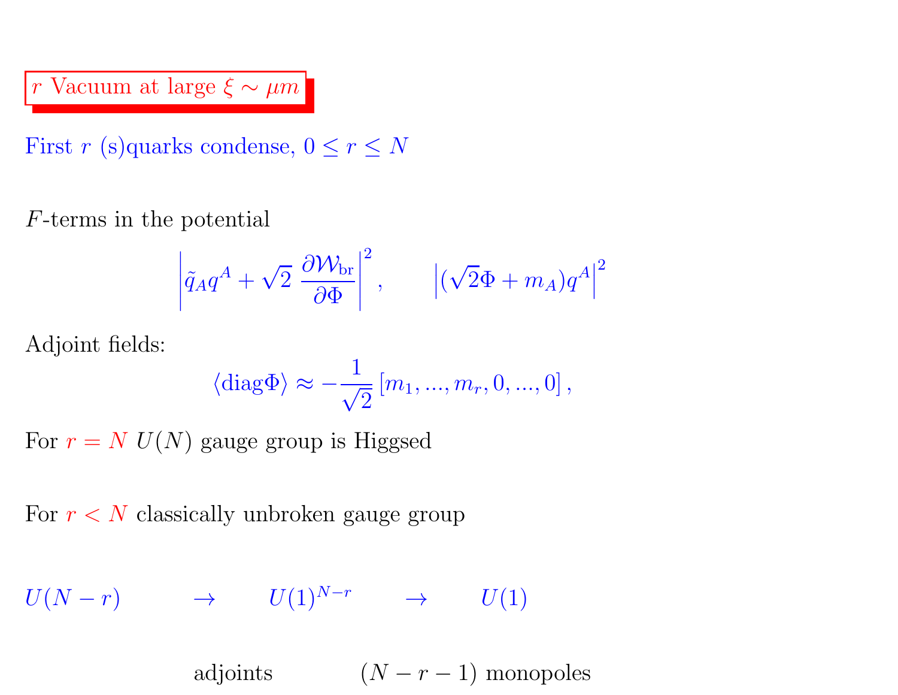# $r$ Vacuum at large $\xi \sim \mu m$

First $r$ (s)quarks condense, $0 \leq r \leq N$

$F$-terms in the potential

$$\left| \tilde{q}_A q^A + \sqrt{2}\, \frac{\partial \mathcal{W}_{\rm br}}{\partial \Phi} \right|^2, \qquad \left| (\sqrt{2}\Phi + m_A) q^A \right|^2$$

Adjoint fields:

$$\langle {\rm diag} \Phi \rangle \approx -\frac{1}{\sqrt{2}} \left[ m_1, ..., m_r, 0, ..., 0 \right],$$

For $r = N$ $U(N)$ gauge group is Higgsed

For $r < N$ classically unbroken gauge group

$$U(N-r) \qquad \rightarrow \qquad U(1)^{N-r} \qquad \rightarrow \qquad U(1)$$

adjoints $\qquad$ $(N-r-1)$ monopoles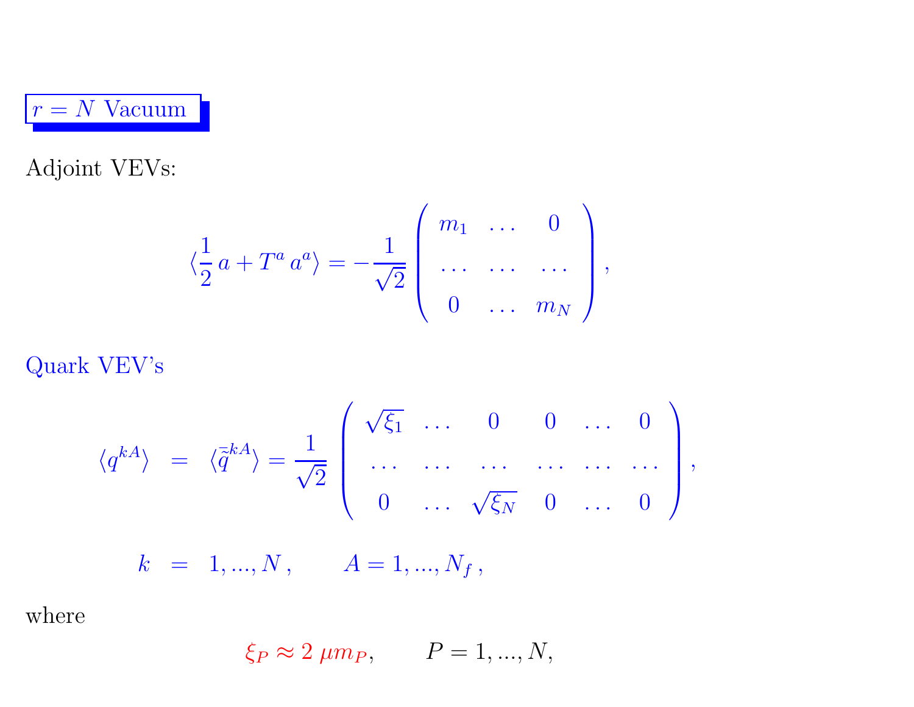## $r = N$ Vacuum

Adjoint VEVs:

$$\langle \frac{1}{2}\, a + T^a\, a^a \rangle = -\frac{1}{\sqrt{2}} \begin{pmatrix} m_1 & \ldots & 0 \\ \ldots & \ldots & \ldots \\ 0 & \ldots & m_N \end{pmatrix},$$

Quark VEV's

$$\langle q^{kA} \rangle \;=\; \langle \bar{\tilde{q}}^{kA} \rangle = \frac{1}{\sqrt{2}} \begin{pmatrix} \sqrt{\xi_1} & \ldots & 0 & 0 & \ldots & 0 \\ \ldots & \ldots & \ldots & \ldots & \ldots & \ldots \\ 0 & \ldots & \sqrt{\xi_N} & 0 & \ldots & 0 \end{pmatrix},$$

$$k \;=\; 1, ..., N\,, \qquad A = 1, ..., N_f\,,$$

where

$$\xi_P \approx 2\;\mu m_P, \qquad P = 1, ..., N,$$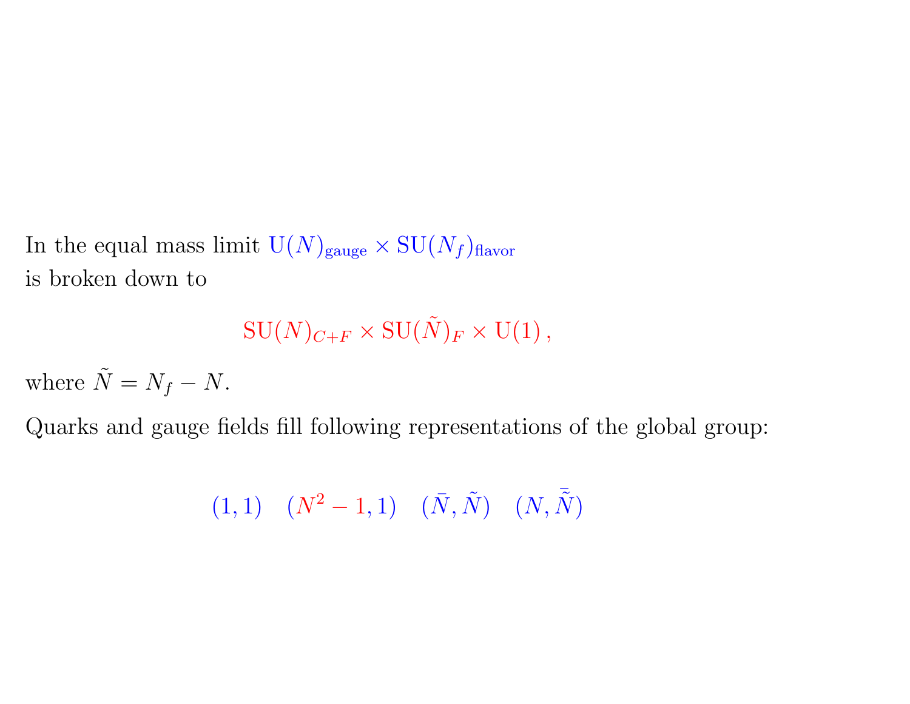In the equal mass limit $\mathrm{U}(N)_{\mathrm{gauge}} \times \mathrm{SU}(N_f)_{\mathrm{flavor}}$
is broken down to

$$\mathrm{SU}(N)_{C+F} \times \mathrm{SU}(\tilde{N})_F \times \mathrm{U}(1)\,,$$

where $\tilde{N} = N_f - N$.

Quarks and gauge fields fill following representations of the global group:

$$(1,1) \quad (N^2-1,1) \quad (\bar{N},\tilde{N}) \quad (N,\bar{\tilde{N}})$$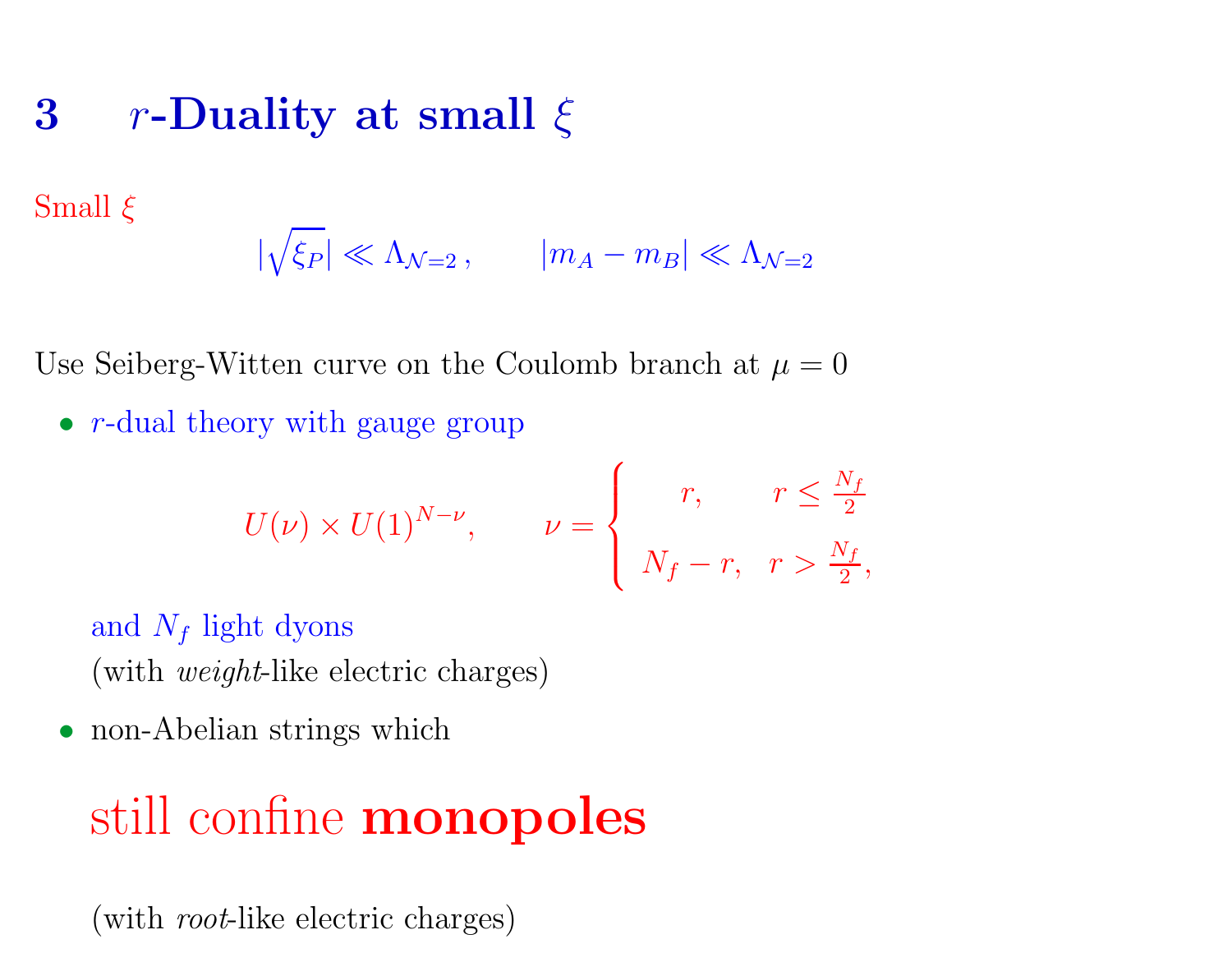# 3 $r$-Duality at small $\xi$

Small $\xi$

$$|\sqrt{\xi_P}| \ll \Lambda_{\mathcal{N}=2}\,, \qquad |m_A - m_B| \ll \Lambda_{\mathcal{N}=2}$$

Use Seiberg-Witten curve on the Coulomb branch at $\mu = 0$

- $r$-dual theory with gauge group

$$U(\nu) \times U(1)^{N-\nu}, \qquad \nu = \begin{cases} r, & r \le \frac{N_f}{2} \\ N_f - r, & r > \frac{N_f}{2}, \end{cases}$$

  and $N_f$ light dyons
  (with *weight*-like electric charges)

- non-Abelian strings which

  still confine **monopoles**

  (with *root*-like electric charges)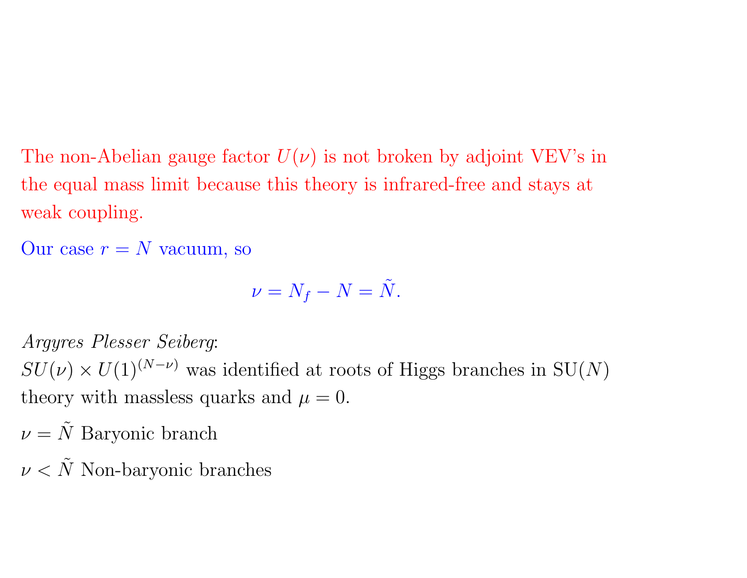The non-Abelian gauge factor $U(\nu)$ is not broken by adjoint VEV's in the equal mass limit because this theory is infrared-free and stays at weak coupling.

Our case $r = N$ vacuum, so

$$\nu = N_f - N = \tilde{N}.$$

*Argyres Plesser Seiberg*:
$SU(\nu) \times U(1)^{(N-\nu)}$ was identified at roots of Higgs branches in SU($N$) theory with massless quarks and $\mu = 0$.

$\nu = \tilde{N}$ Baryonic branch

$\nu < \tilde{N}$ Non-baryonic branches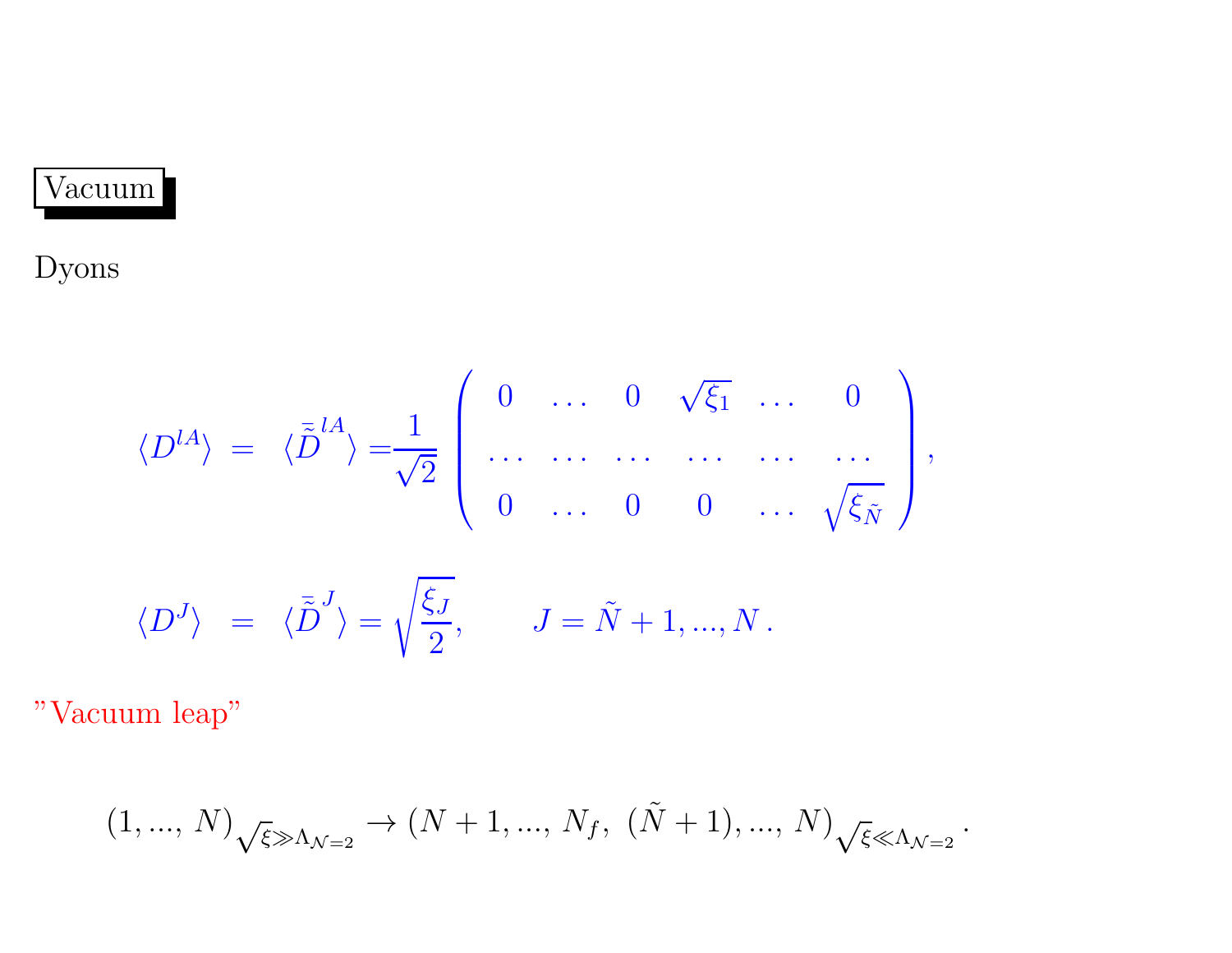## Vacuum

Dyons

$$
\langle D^{lA} \rangle = \langle \bar{\tilde{D}}^{lA} \rangle = \frac{1}{\sqrt{2}} \left( \begin{array}{cccccc} 0 & \ldots & 0 & \sqrt{\xi_1} & \ldots & 0 \\ \ldots & \ldots & \ldots & \ldots & \ldots & \ldots \\ 0 & \ldots & 0 & 0 & \ldots & \sqrt{\xi_{\tilde{N}}} \end{array} \right),
$$

$$
\langle D^J \rangle = \langle \bar{\tilde{D}}^J \rangle = \sqrt{\frac{\xi_J}{2}}, \qquad J = \tilde{N}+1, ..., N \, .
$$

"Vacuum leap"

$$
(1, ..., \, N)_{\sqrt{\xi} \gg \Lambda_{\mathcal{N}=2}} \to (N+1, ..., \, N_f, \; (\tilde{N}+1), ..., \, N)_{\sqrt{\xi} \ll \Lambda_{\mathcal{N}=2}} \, .
$$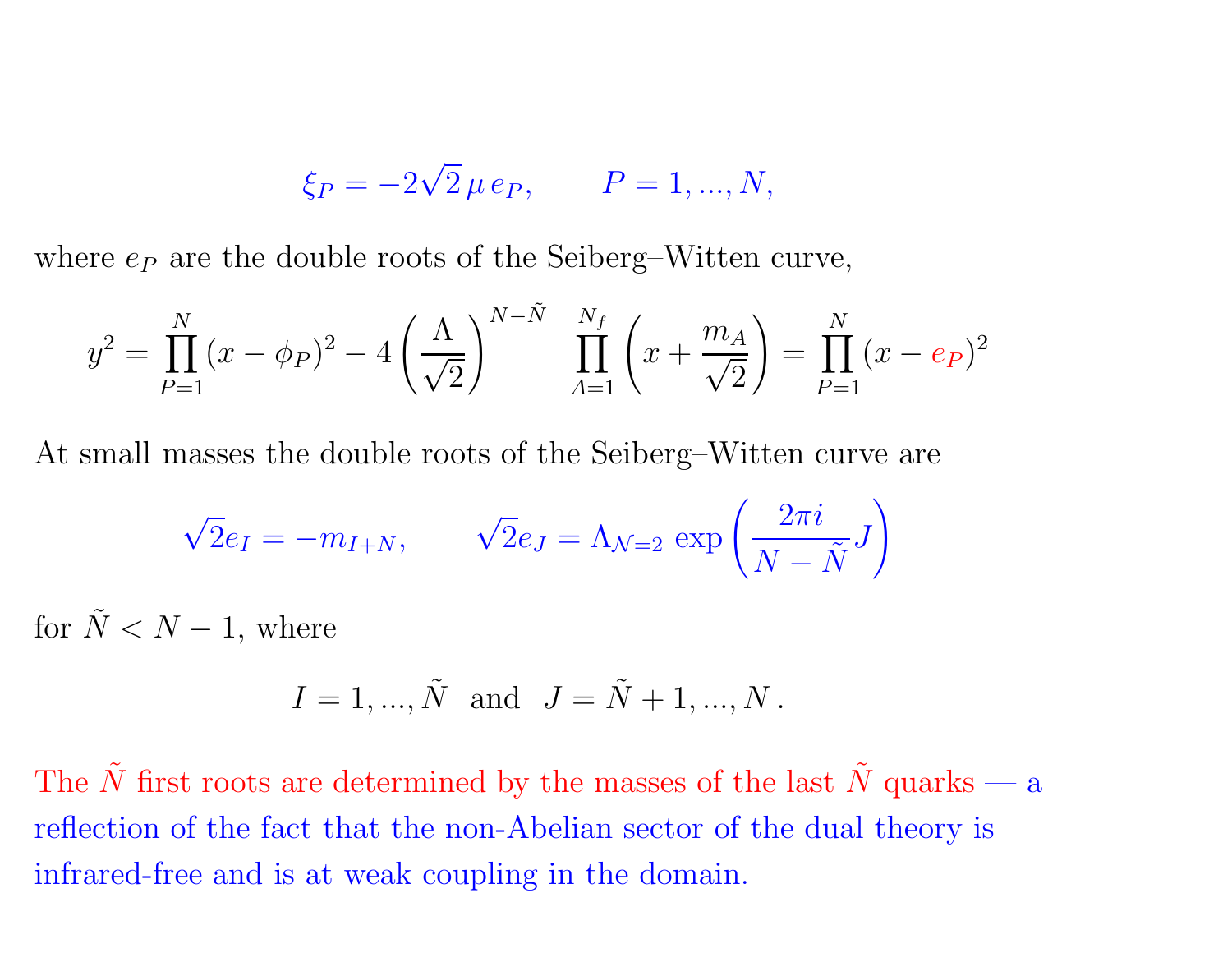$$\xi_P = -2\sqrt{2}\,\mu\, e_P, \qquad P = 1, ..., N,$$

where $e_P$ are the double roots of the Seiberg–Witten curve,

$$y^2 = \prod_{P=1}^{N} (x - \phi_P)^2 - 4\left(\frac{\Lambda}{\sqrt{2}}\right)^{N-\tilde{N}} \prod_{A=1}^{N_f} \left(x + \frac{m_A}{\sqrt{2}}\right) = \prod_{P=1}^{N} (x - e_P)^2$$

At small masses the double roots of the Seiberg–Witten curve are

$$\sqrt{2}e_I = -m_{I+N}, \qquad \sqrt{2}e_J = \Lambda_{\mathcal{N}=2}\, \exp\left(\frac{2\pi i}{N - \tilde{N}} J\right)$$

for $\tilde{N} < N - 1$, where

$$I = 1, ..., \tilde{N} \;\; \text{and} \;\; J = \tilde{N} + 1, ..., N\,.$$

The $\tilde{N}$ first roots are determined by the masses of the last $\tilde{N}$ quarks — a reflection of the fact that the non-Abelian sector of the dual theory is infrared-free and is at weak coupling in the domain.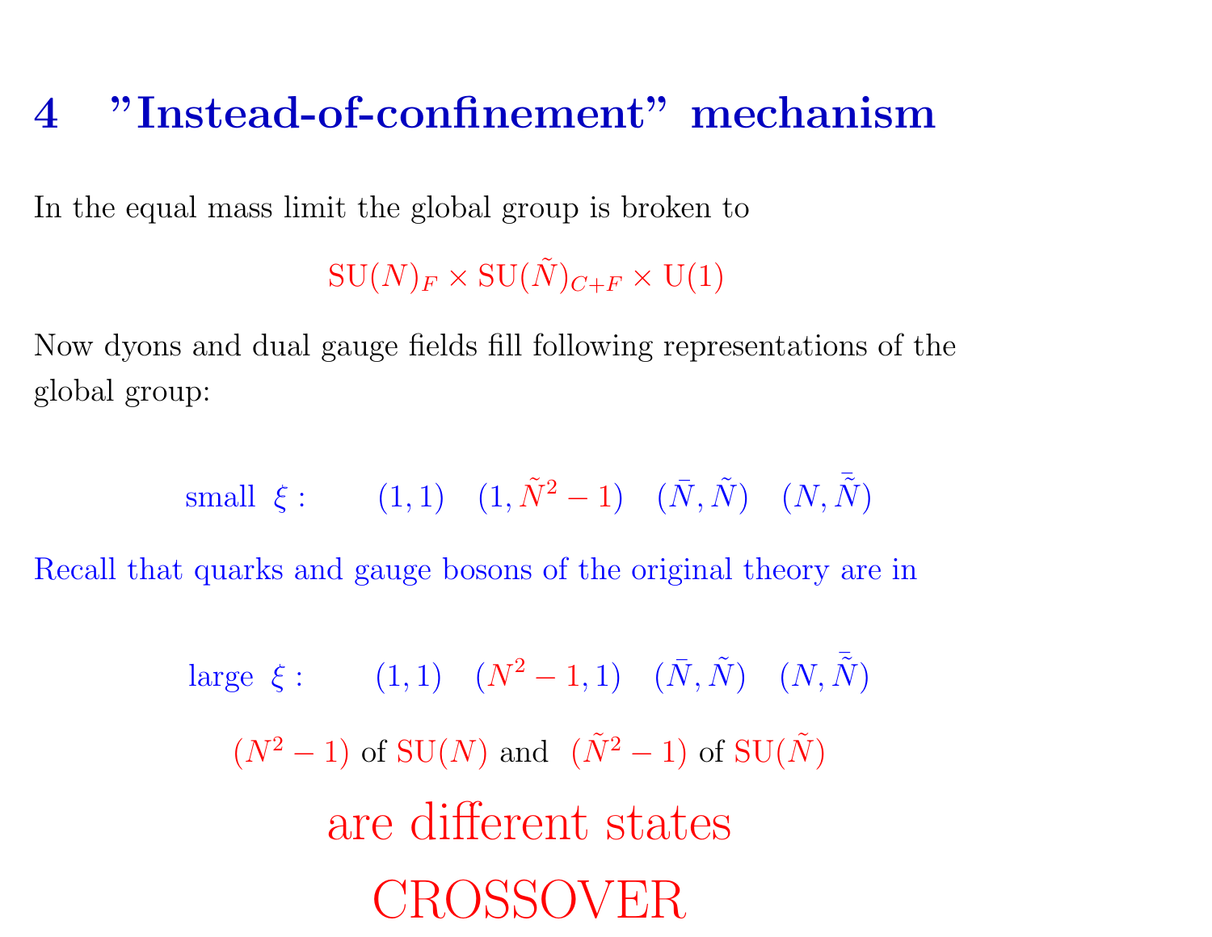# 4 "Instead-of-confinement" mechanism

In the equal mass limit the global group is broken to

$$\mathrm{SU}(N)_F \times \mathrm{SU}(\tilde{N})_{C+F} \times \mathrm{U}(1)$$

Now dyons and dual gauge fields fill following representations of the global group:

$$\text{small } \xi : \qquad (1,1) \quad (1, \tilde{N}^2 - 1) \quad (\bar{N}, \tilde{N}) \quad (N, \bar{\tilde{N}})$$

Recall that quarks and gauge bosons of the original theory are in

$$\text{large } \xi : \qquad (1,1) \quad (N^2 - 1, 1) \quad (\bar{N}, \tilde{N}) \quad (N, \bar{\tilde{N}})$$

$(N^2 - 1)$ of $\mathrm{SU}(N)$ and $(\tilde{N}^2 - 1)$ of $\mathrm{SU}(\tilde{N})$

are different states

CROSSOVER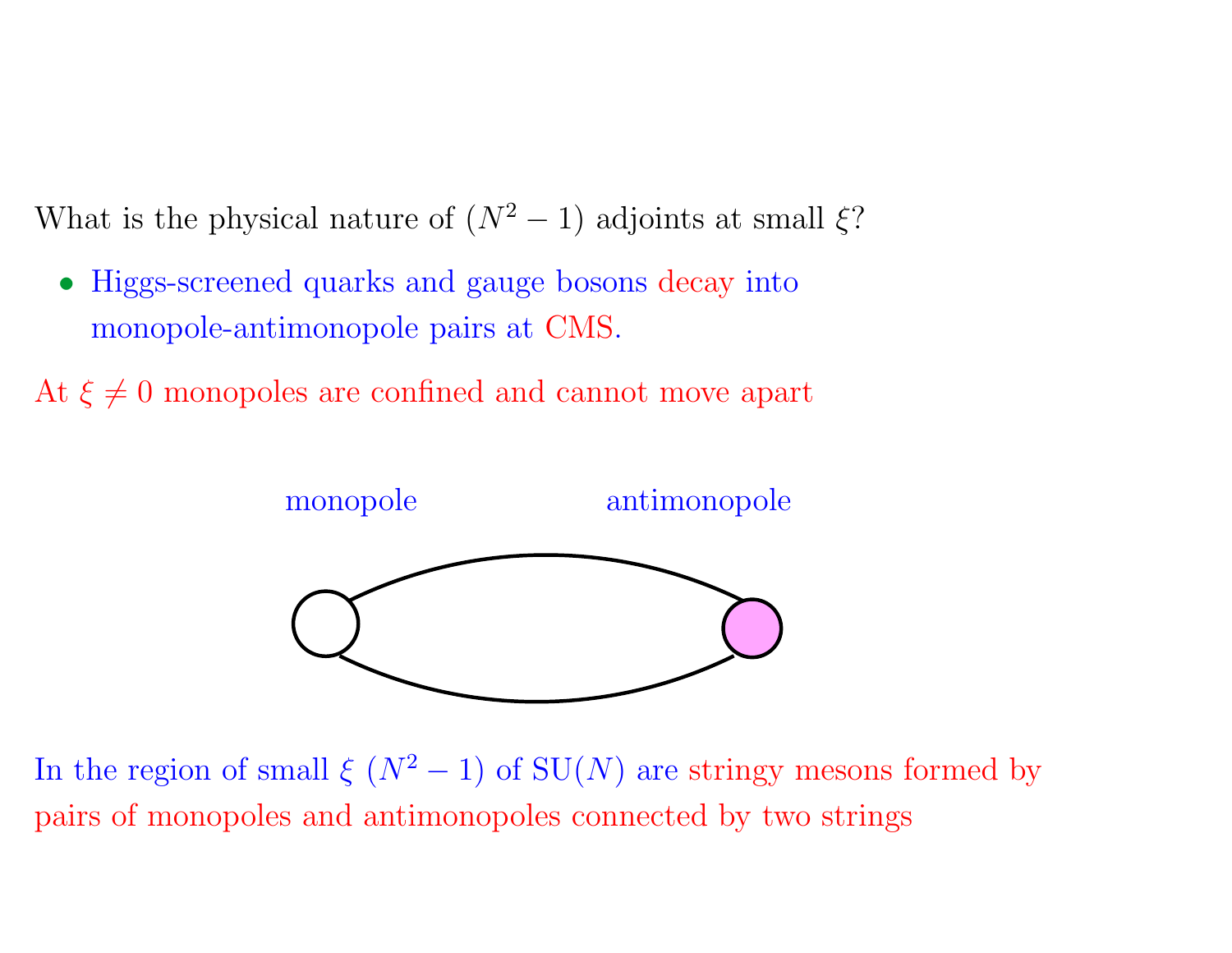What is the physical nature of $(N^2 - 1)$ adjoints at small $\xi$?

- Higgs-screened quarks and gauge bosons decay into monopole-antimonopole pairs at CMS.

At $\xi \neq 0$ monopoles are confined and cannot move apart

monopole    antimonopole

In the region of small $\xi$ $(N^2 - 1)$ of $\mathrm{SU}(N)$ are stringy mesons formed by pairs of monopoles and antimonopoles connected by two strings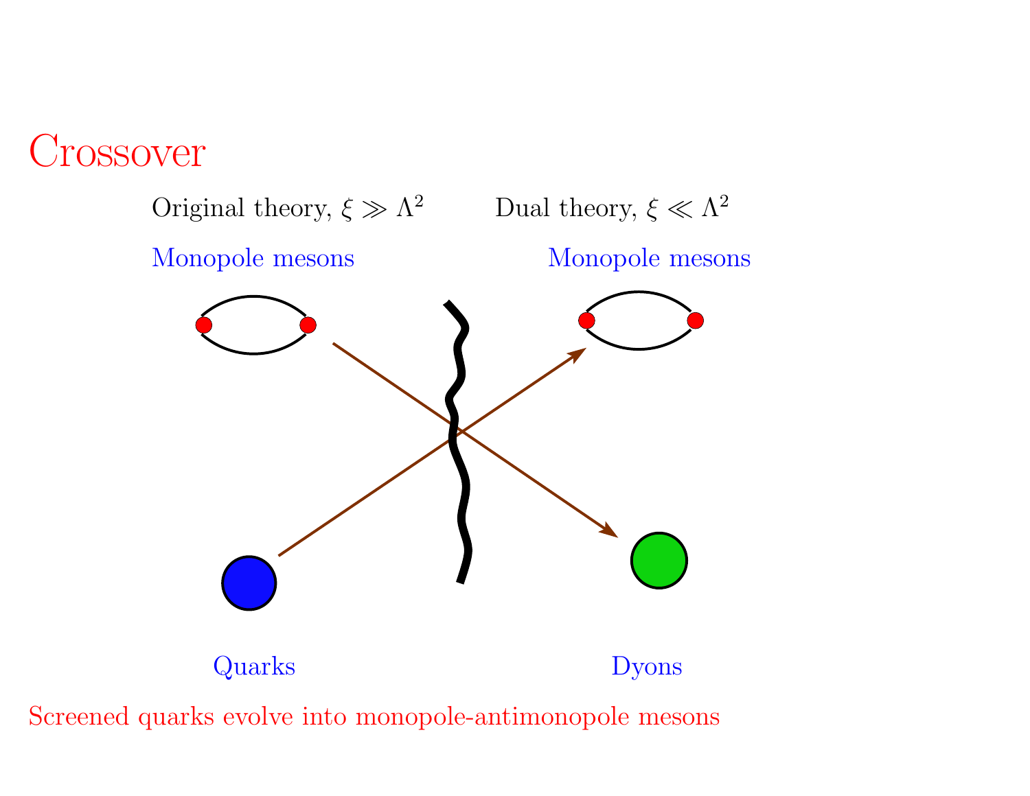# Crossover

Original theory, $\xi \gg \Lambda^2$

Dual theory, $\xi \ll \Lambda^2$

Monopole mesons

Monopole mesons

Quarks

Dyons

Screened quarks evolve into monopole-antimonopole mesons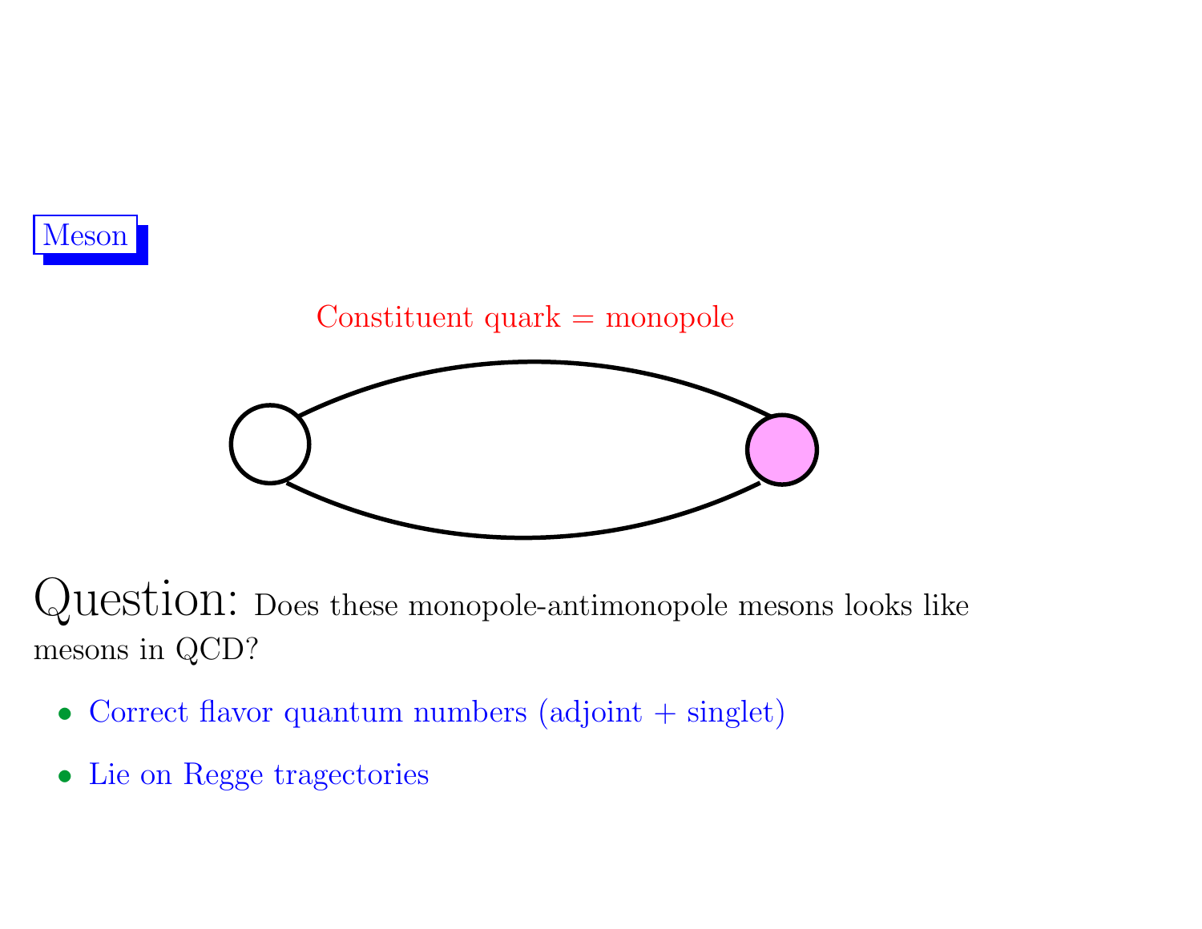## Meson

Constituent quark = monopole

**Question:** Does these monopole-antimonopole mesons looks like mesons in QCD?

- Correct flavor quantum numbers (adjoint + singlet)
- Lie on Regge tragectories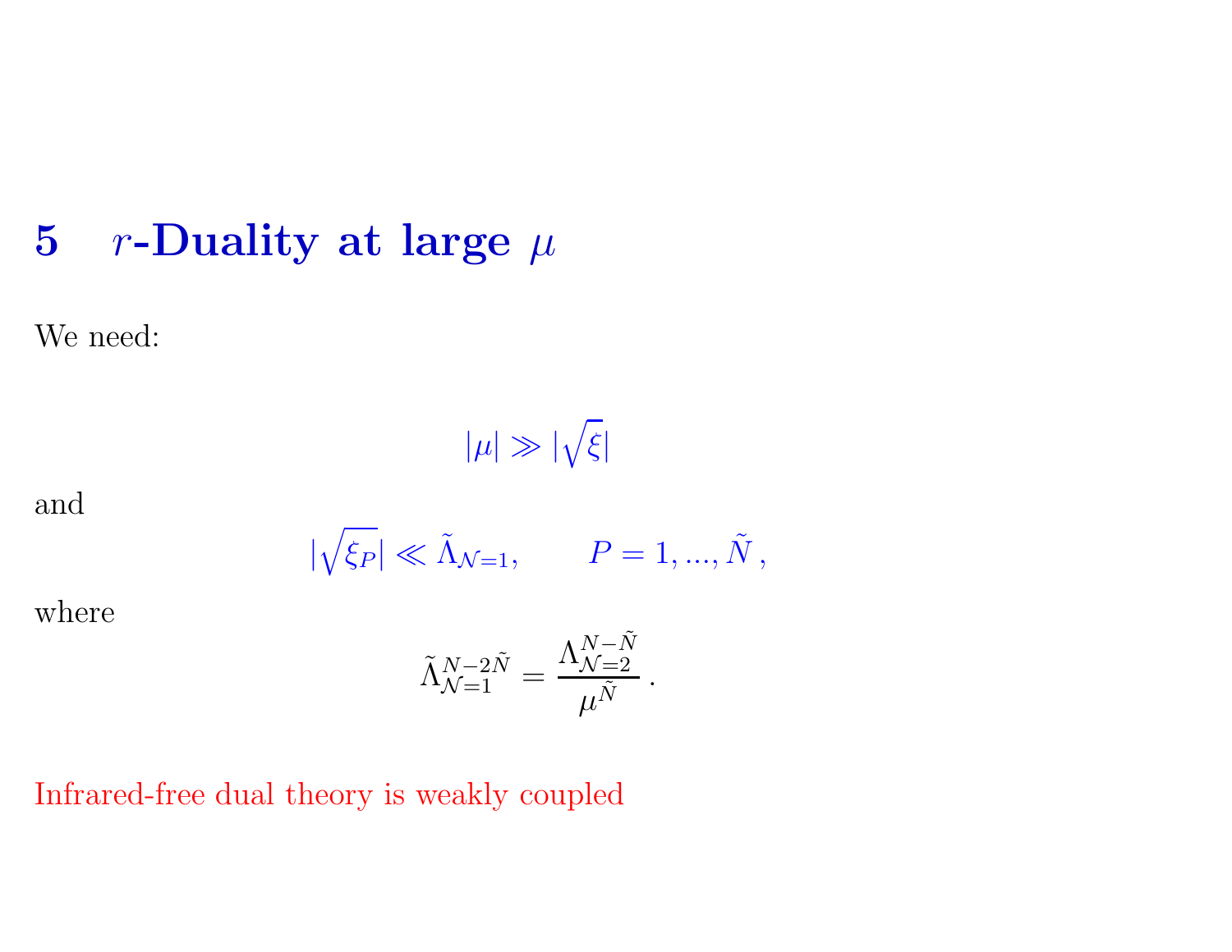# 5 $r$-Duality at large $\mu$

We need:

$$|\mu| \gg |\sqrt{\xi}|$$

and

$$|\sqrt{\xi_P}| \ll \tilde{\Lambda}_{\mathcal{N}=1}, \qquad P = 1, ..., \tilde{N}\,,$$

where

$$\tilde{\Lambda}_{\mathcal{N}=1}^{N-2\tilde{N}} = \frac{\Lambda_{\mathcal{N}=2}^{N-\tilde{N}}}{\mu^{\tilde{N}}}\,.$$

Infrared-free dual theory is weakly coupled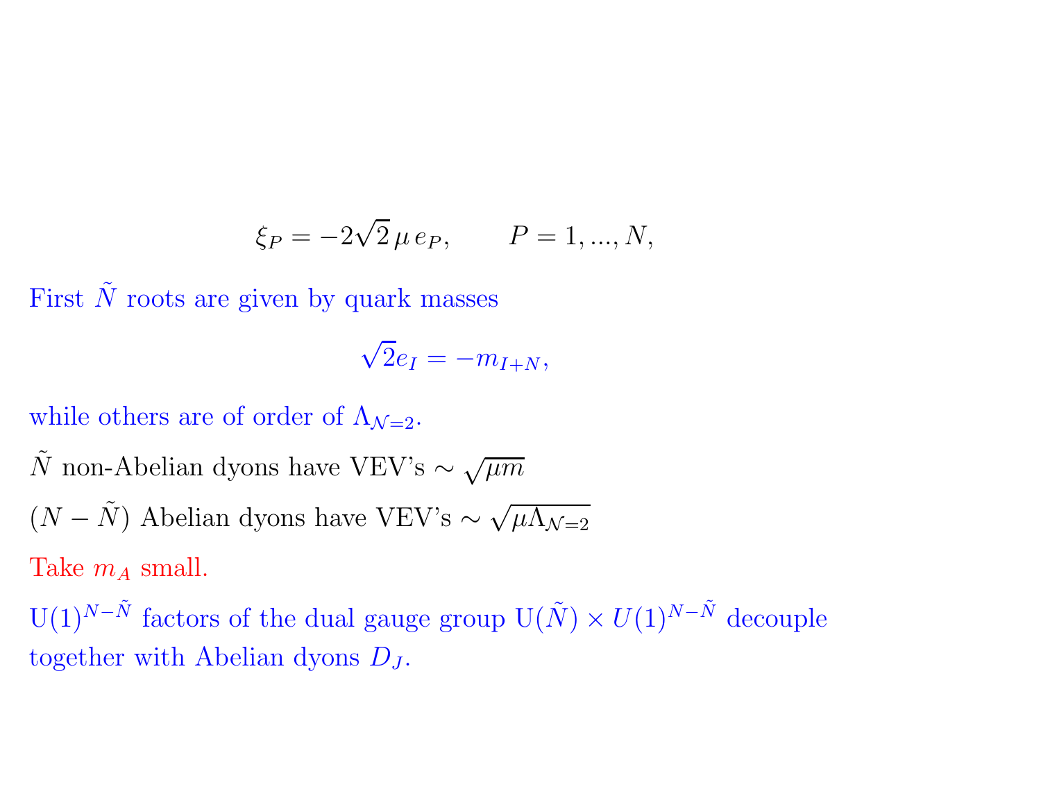$$\xi_P = -2\sqrt{2}\,\mu\,e_P, \qquad P = 1, ..., N,$$

First $\tilde{N}$ roots are given by quark masses

$$\sqrt{2}e_I = -m_{I+N},$$

while others are of order of $\Lambda_{\mathcal{N}=2}$.

$\tilde{N}$ non-Abelian dyons have VEV's $\sim \sqrt{\mu m}$

$(N - \tilde{N})$ Abelian dyons have VEV's $\sim \sqrt{\mu \Lambda_{\mathcal{N}=2}}$

Take $m_A$ small.

$\mathrm{U}(1)^{N-\tilde{N}}$ factors of the dual gauge group $\mathrm{U}(\tilde{N}) \times U(1)^{N-\tilde{N}}$ decouple together with Abelian dyons $D_J$.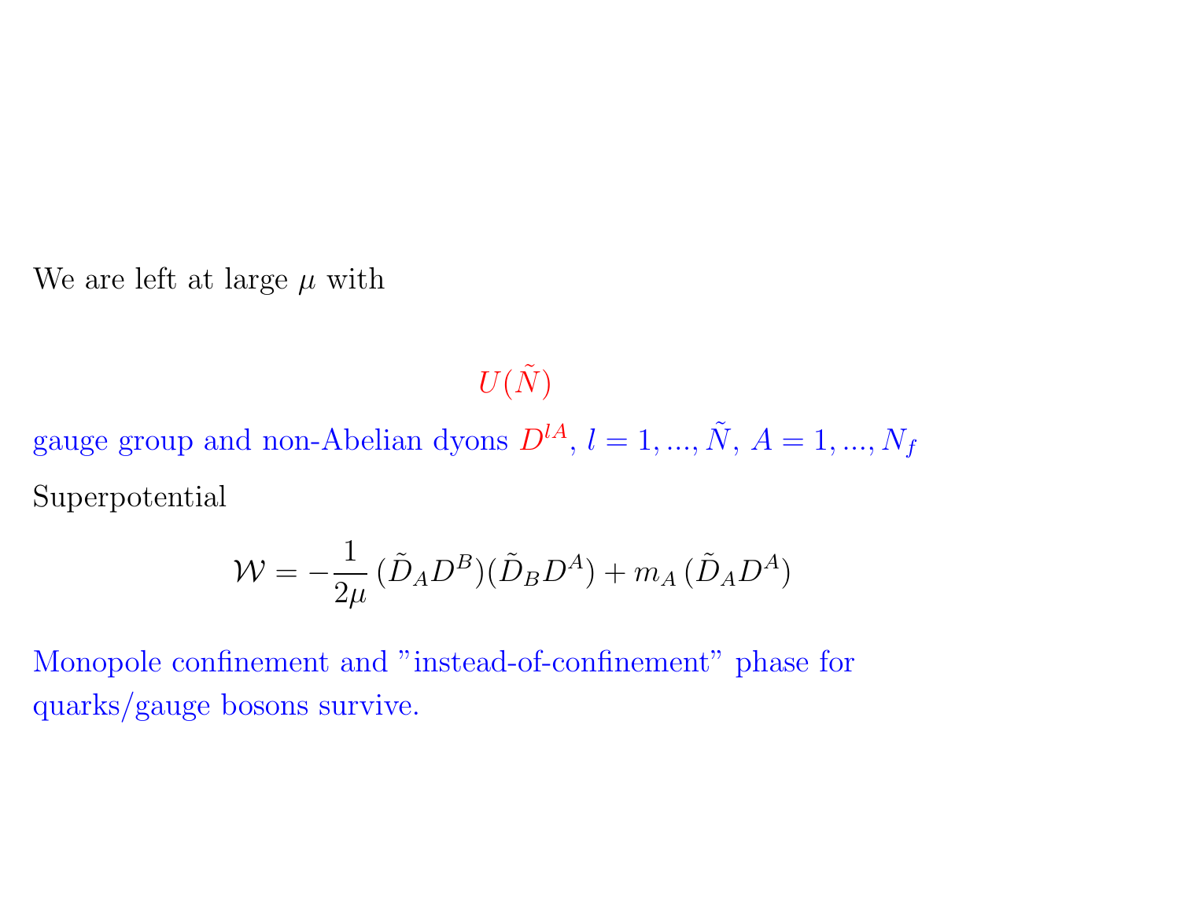We are left at large $\mu$ with

$$U(\tilde{N})$$

gauge group and non-Abelian dyons $D^{lA}$, $l = 1, ..., \tilde{N}$, $A = 1, ..., N_f$

Superpotential

$$\mathcal{W} = -\frac{1}{2\mu}\,(\tilde{D}_A D^B)(\tilde{D}_B D^A) + m_A\,(\tilde{D}_A D^A)$$

Monopole confinement and "instead-of-confinement" phase for quarks/gauge bosons survive.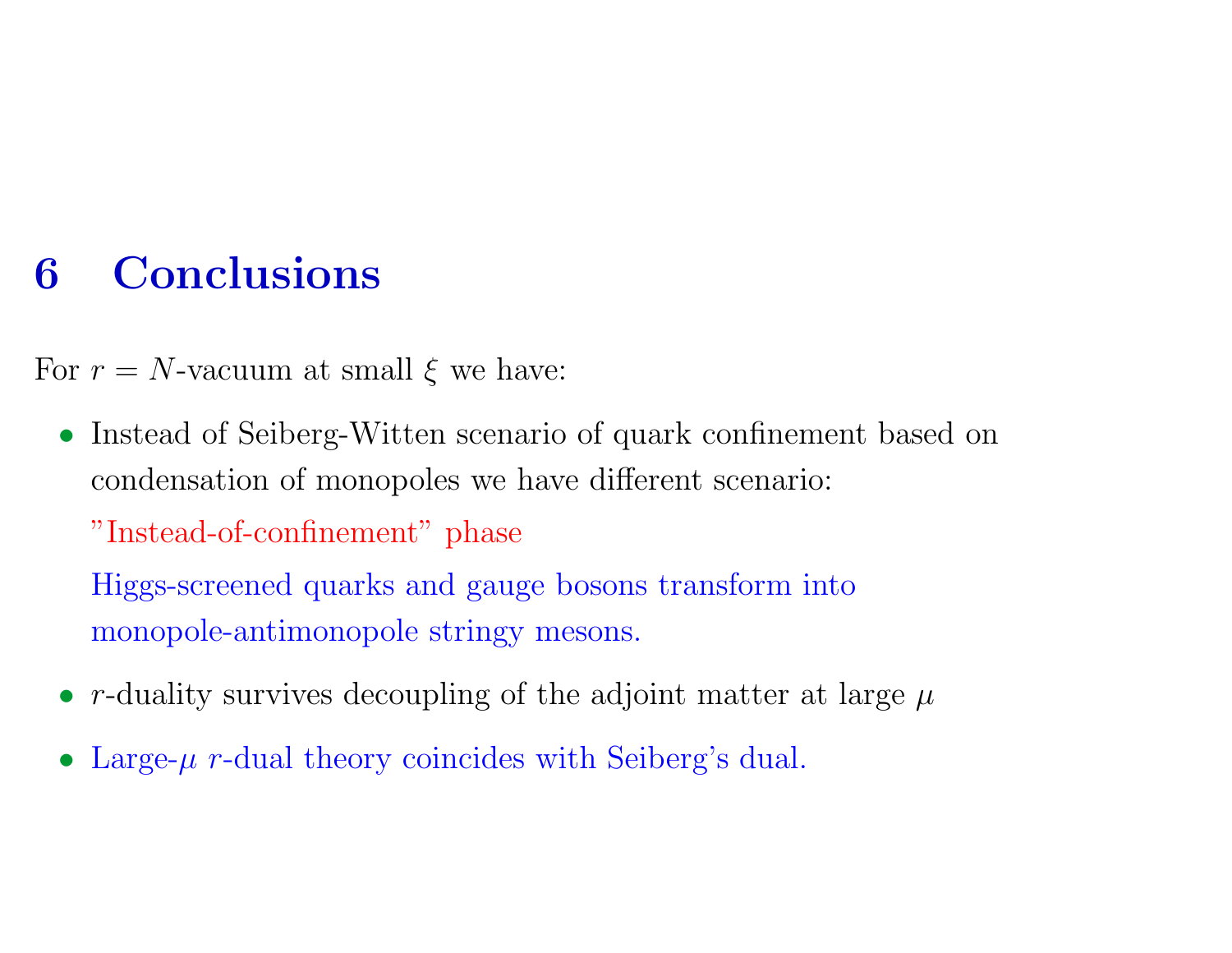# 6 Conclusions

For $r = N$-vacuum at small $\xi$ we have:

- Instead of Seiberg-Witten scenario of quark confinement based on condensation of monopoles we have different scenario:

  "Instead-of-confinement" phase

  Higgs-screened quarks and gauge bosons transform into monopole-antimonopole stringy mesons.

- $r$-duality survives decoupling of the adjoint matter at large $\mu$

- Large-$\mu$ $r$-dual theory coincides with Seiberg's dual.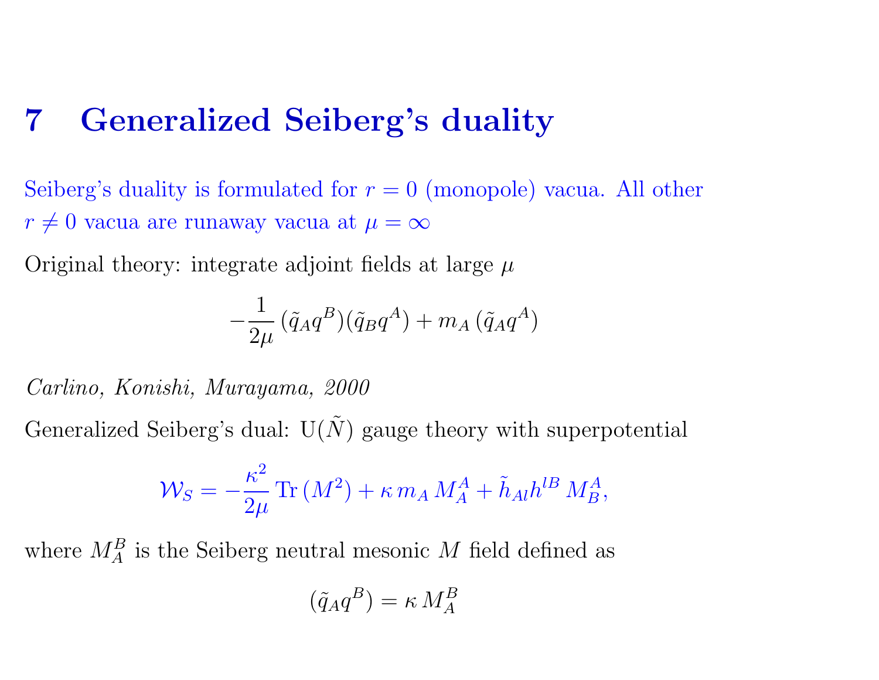# 7 Generalized Seiberg's duality

Seiberg's duality is formulated for $r = 0$ (monopole) vacua. All other $r \neq 0$ vacua are runaway vacua at $\mu = \infty$

Original theory: integrate adjoint fields at large $\mu$

$$-\frac{1}{2\mu}\,(\tilde{q}_A q^B)(\tilde{q}_B q^A) + m_A\,(\tilde{q}_A q^A)$$

*Carlino, Konishi, Murayama, 2000*

Generalized Seiberg's dual: $\mathrm{U}(\tilde{N})$ gauge theory with superpotential

$$\mathcal{W}_S = -\frac{\kappa^2}{2\mu}\,\mathrm{Tr}\,(M^2) + \kappa\, m_A\, M_A^A + \tilde{h}_{Al} h^{lB}\, M_B^A,$$

where $M_A^B$ is the Seiberg neutral mesonic $M$ field defined as

$$(\tilde{q}_A q^B) = \kappa\, M_A^B$$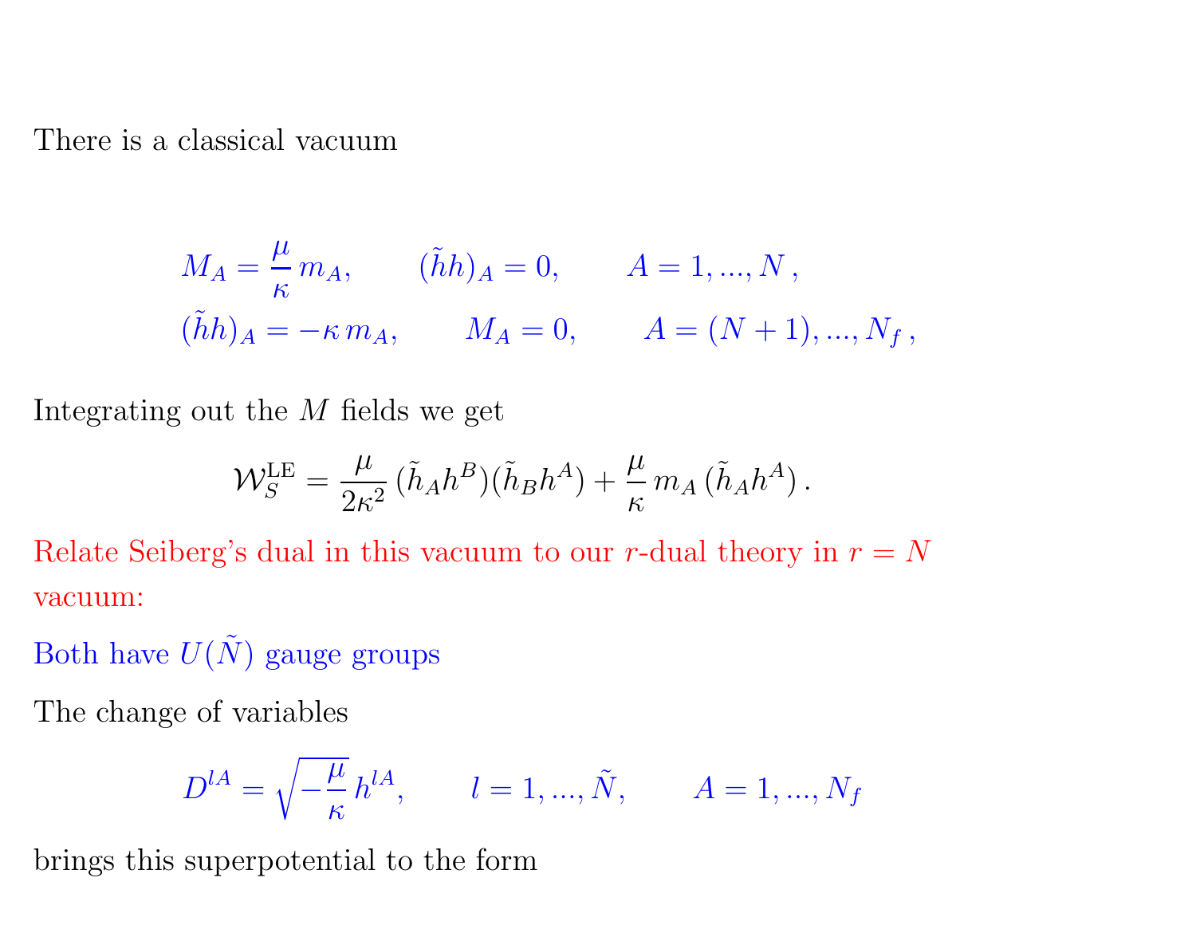There is a classical vacuum

$$
\begin{aligned}
&M_A = \frac{\mu}{\kappa}\, m_A, \qquad (\tilde{h}h)_A = 0, \qquad A = 1, ..., N\,, \\
&(\tilde{h}h)_A = -\kappa\, m_A, \qquad M_A = 0, \qquad A = (N+1), ..., N_f\,,
\end{aligned}
$$

Integrating out the $M$ fields we get

$$
\mathcal{W}_S^{\rm LE} = \frac{\mu}{2\kappa^2}\,(\tilde{h}_A h^B)(\tilde{h}_B h^A) + \frac{\mu}{\kappa}\, m_A\,(\tilde{h}_A h^A)\,.
$$

Relate Seiberg's dual in this vacuum to our $r$-dual theory in $r = N$ vacuum:

Both have $U(\tilde{N})$ gauge groups

The change of variables

$$
D^{lA} = \sqrt{-\frac{\mu}{\kappa}}\, h^{lA}, \qquad l = 1, ..., \tilde{N}, \qquad A = 1, ..., N_f
$$

brings this superpotential to the form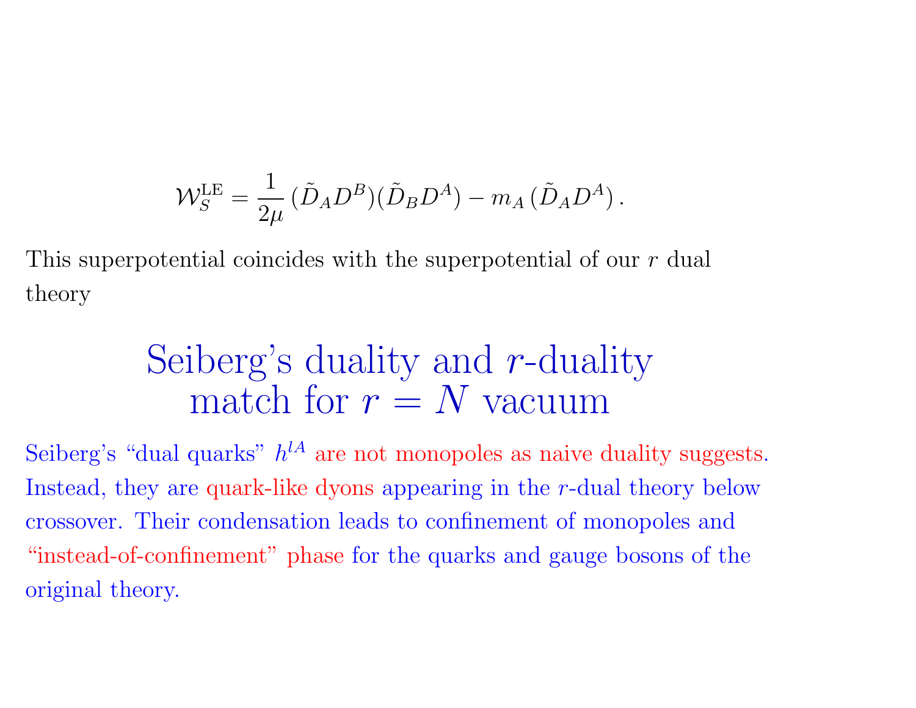$$\mathcal{W}_S^{\rm LE} = \frac{1}{2\mu}\,(\tilde{D}_A D^B)(\tilde{D}_B D^A) - m_A\,(\tilde{D}_A D^A)\,.$$

This superpotential coincides with the superpotential of our $r$ dual theory

## Seiberg's duality and $r$-duality match for $r = N$ vacuum

Seiberg's "dual quarks" $h^{lA}$ are not monopoles as naive duality suggests. Instead, they are quark-like dyons appearing in the $r$-dual theory below crossover. Their condensation leads to confinement of monopoles and "instead-of-confinement" phase for the quarks and gauge bosons of the original theory.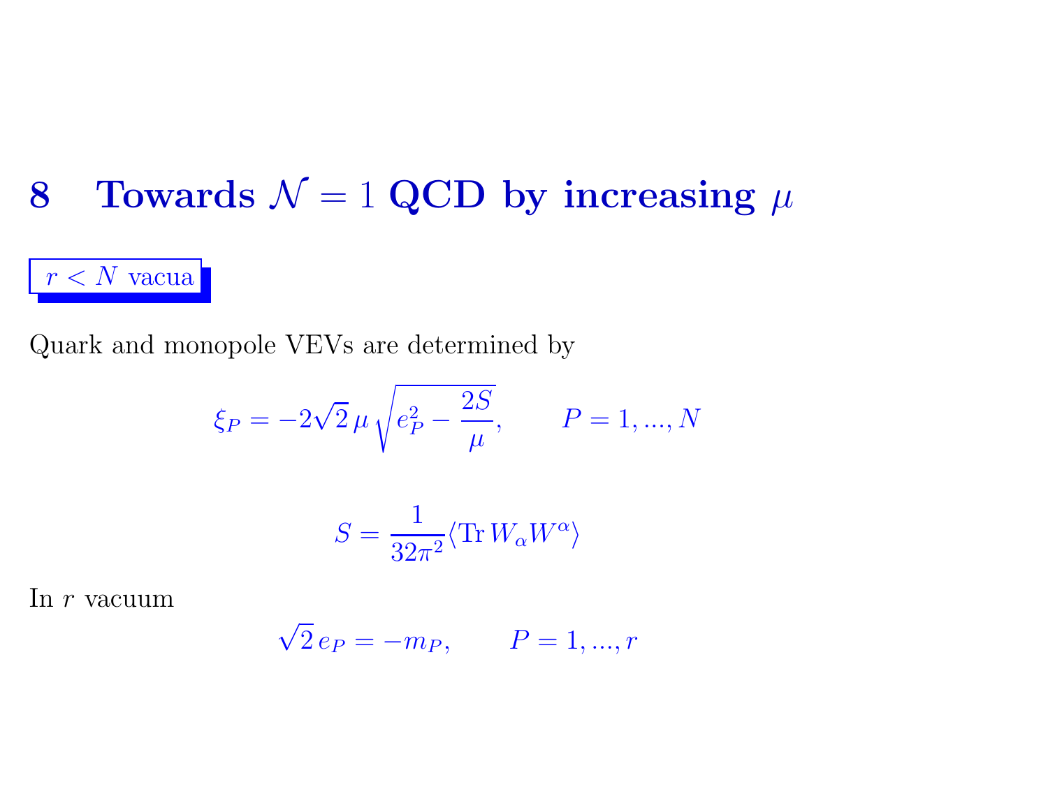# 8 Towards $\mathcal{N} = 1$ QCD by increasing $\mu$

**$r < N$ vacua**

Quark and monopole VEVs are determined by

$$\xi_P = -2\sqrt{2}\,\mu\sqrt{e_P^2 - \frac{2S}{\mu}}, \qquad P = 1, ..., N$$

$$S = \frac{1}{32\pi^2}\langle \mathrm{Tr}\, W_\alpha W^\alpha \rangle$$

In $r$ vacuum

$$\sqrt{2}\, e_P = -m_P, \qquad P = 1, ..., r$$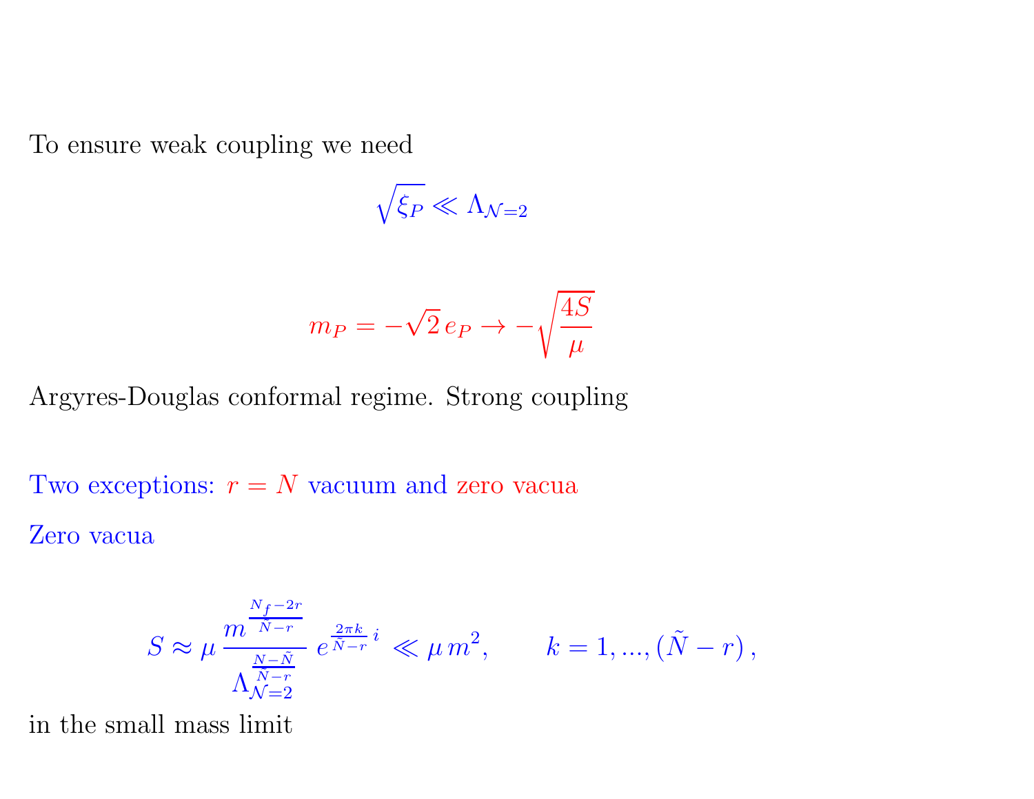To ensure weak coupling we need

$$\sqrt{\xi_P} \ll \Lambda_{\mathcal{N}=2}$$

$$m_P = -\sqrt{2}\, e_P \to -\sqrt{\frac{4S}{\mu}}$$

Argyres-Douglas conformal regime. Strong coupling

Two exceptions: $r = N$ vacuum and zero vacua

Zero vacua

$$S \approx \mu\, \frac{m^{\frac{N_f - 2r}{\tilde{N} - r}}}{\Lambda_{\mathcal{N}=2}^{\frac{N-\tilde{N}}{\tilde{N}-r}}}\, e^{\frac{2\pi k}{\tilde{N}-r}\, i} \ll \mu\, m^2, \qquad k = 1, ..., (\tilde{N} - r)\,,$$

in the small mass limit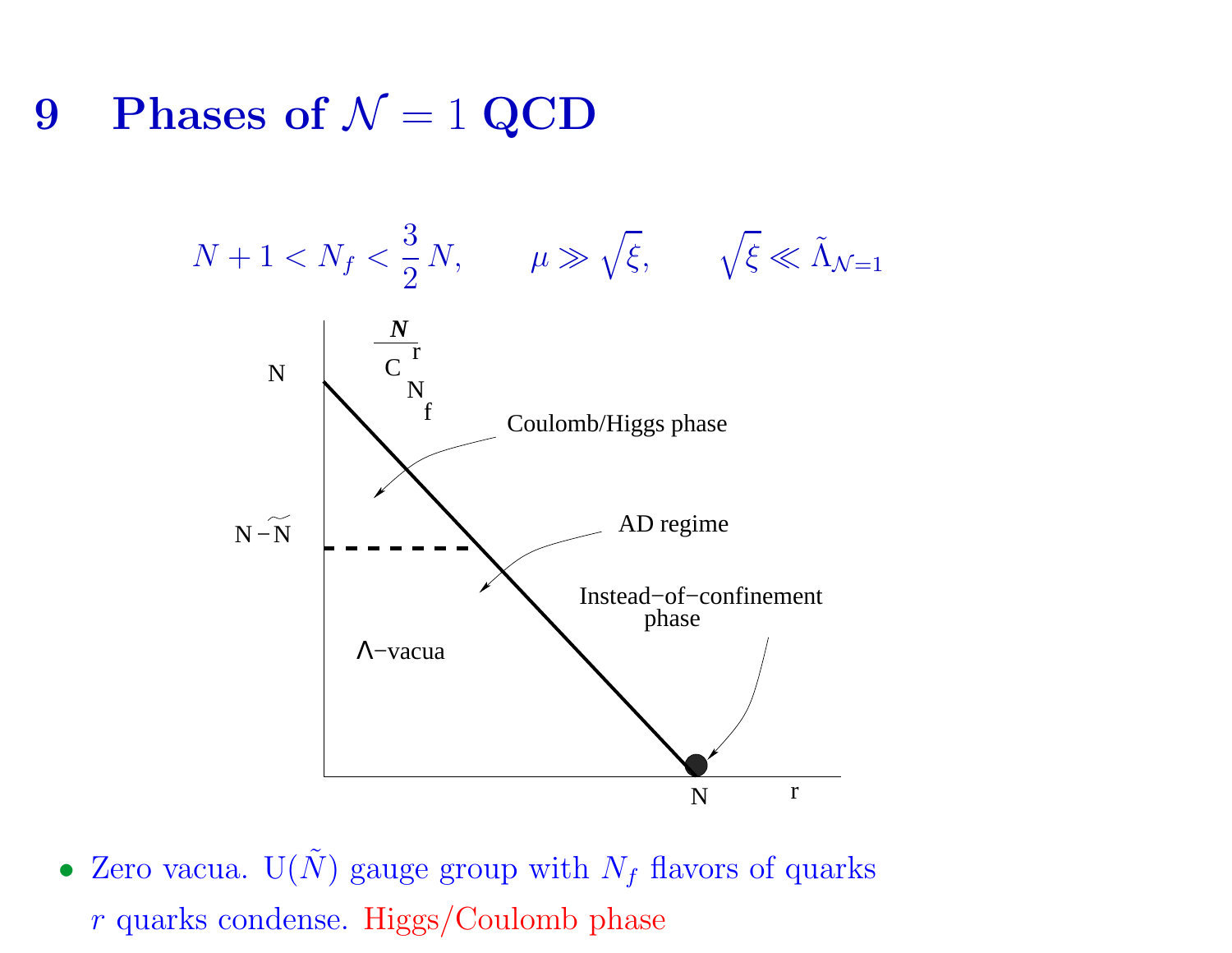# 9 Phases of $\mathcal{N} = 1$ QCD

$$N + 1 < N_f < \frac{3}{2}\,N, \qquad \mu \gg \sqrt{\xi}, \qquad \sqrt{\xi} \ll \tilde{\Lambda}_{\mathcal{N}=1}$$

N

$\frac{N}{C^{r}_{N_f}}$

Coulomb/Higgs phase

$N-\tilde{N}$

AD regime

Instead−of−confinement phase

Λ−vacua

N

r

- Zero vacua. $\mathrm{U}(\tilde{N})$ gauge group with $N_f$ flavors of quarks
  $r$ quarks condense. Higgs/Coulomb phase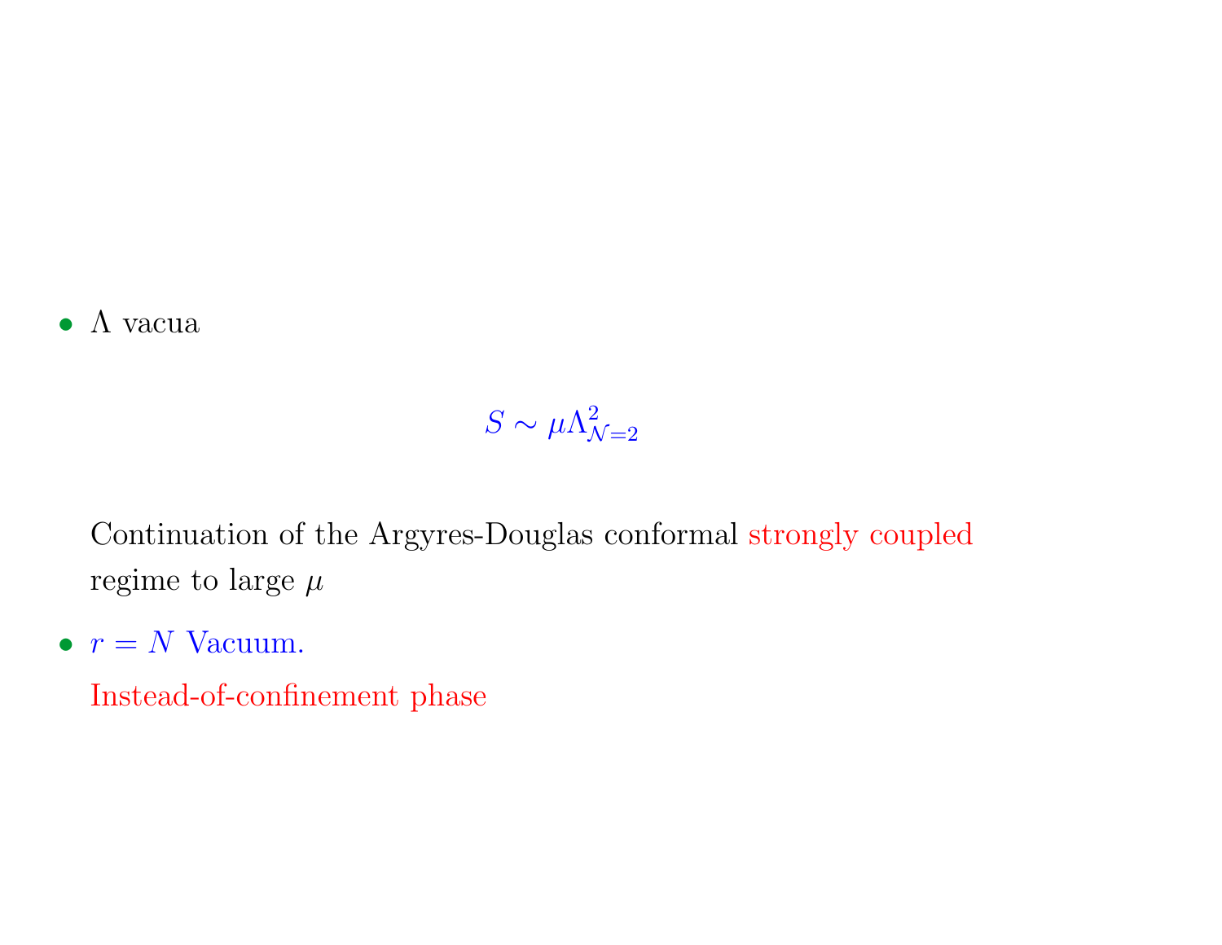- $\Lambda$ vacua

$$S \sim \mu \Lambda_{\mathcal{N}=2}^2$$

  Continuation of the Argyres-Douglas conformal strongly coupled regime to large $\mu$

- $r = N$ Vacuum.

  Instead-of-confinement phase